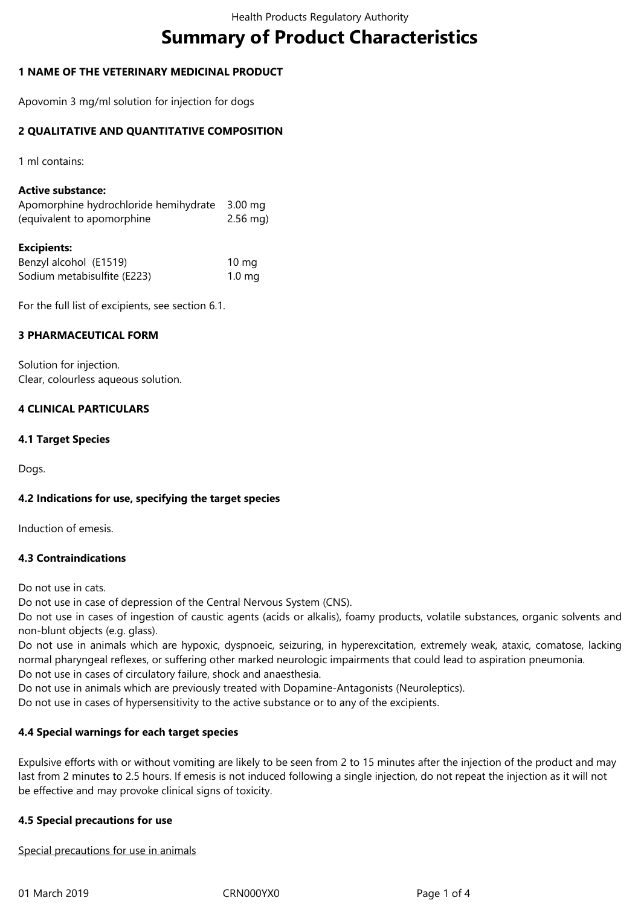# Summary of Product Characteristics

## 1 NAME OF THE VETERINARY MEDICINAL PRODUCT

Apovomin 3 mg/ml solution for injection for dogs

## 2 QUALITATIVE AND QUANTITATIVE COMPOSITION

1 ml contains:

**Active substance:**

| | |
|---|---|
| Apomorphine hydrochloride hemihydrate | 3.00 mg |
| (equivalent to apomorphine | 2.56 mg) |

**Excipients:**

| | |
|---|---|
| Benzyl alcohol (E1519) | 10 mg |
| Sodium metabisulfite (E223) | 1.0 mg |

For the full list of excipients, see section 6.1.

## 3 PHARMACEUTICAL FORM

Solution for injection.
Clear, colourless aqueous solution.

## 4 CLINICAL PARTICULARS

### 4.1 Target Species

Dogs.

### 4.2 Indications for use, specifying the target species

Induction of emesis.

### 4.3 Contraindications

Do not use in cats.
Do not use in case of depression of the Central Nervous System (CNS).
Do not use in cases of ingestion of caustic agents (acids or alkalis), foamy products, volatile substances, organic solvents and non-blunt objects (e.g. glass).
Do not use in animals which are hypoxic, dyspnoeic, seizuring, in hyperexcitation, extremely weak, ataxic, comatose, lacking normal pharyngeal reflexes, or suffering other marked neurologic impairments that could lead to aspiration pneumonia.
Do not use in cases of circulatory failure, shock and anaesthesia.
Do not use in animals which are previously treated with Dopamine-Antagonists (Neuroleptics).
Do not use in cases of hypersensitivity to the active substance or to any of the excipients.

### 4.4 Special warnings for each target species

Expulsive efforts with or without vomiting are likely to be seen from 2 to 15 minutes after the injection of the product and may last from 2 minutes to 2.5 hours. If emesis is not induced following a single injection, do not repeat the injection as it will not be effective and may provoke clinical signs of toxicity.

### 4.5 Special precautions for use

Special precautions for use in animals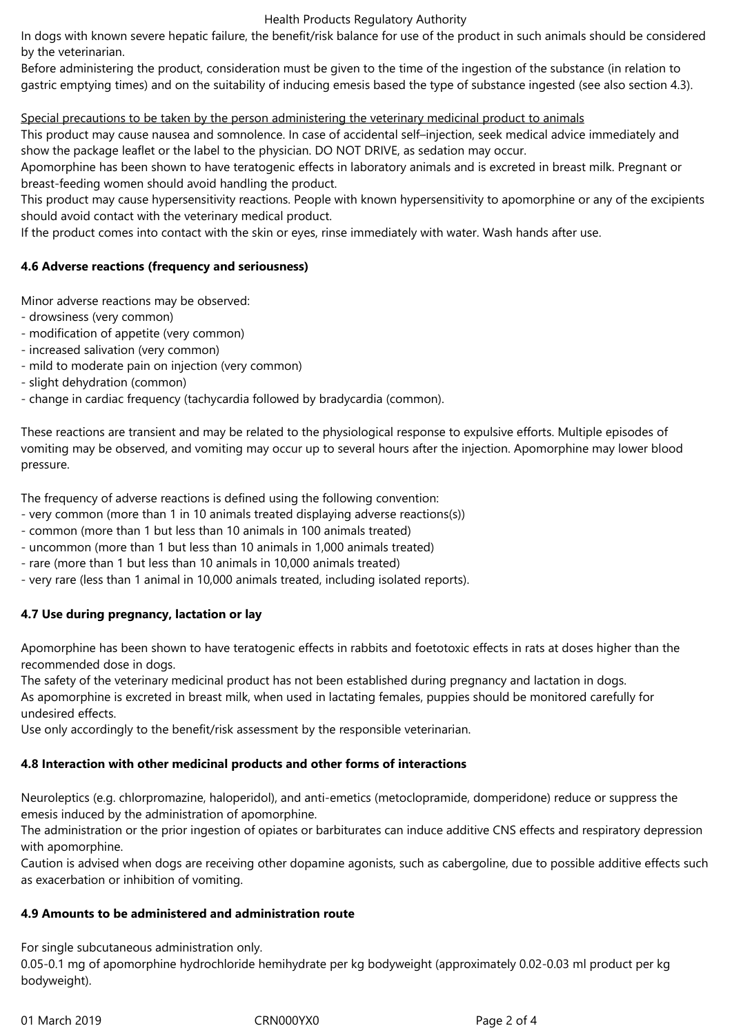In dogs with known severe hepatic failure, the benefit/risk balance for use of the product in such animals should be considered by the veterinarian.

Before administering the product, consideration must be given to the time of the ingestion of the substance (in relation to gastric emptying times) and on the suitability of inducing emesis based the type of substance ingested (see also section 4.3).

Special precautions to be taken by the person administering the veterinary medicinal product to animals

This product may cause nausea and somnolence. In case of accidental self–injection, seek medical advice immediately and show the package leaflet or the label to the physician. DO NOT DRIVE, as sedation may occur.

Apomorphine has been shown to have teratogenic effects in laboratory animals and is excreted in breast milk. Pregnant or breast-feeding women should avoid handling the product.

This product may cause hypersensitivity reactions. People with known hypersensitivity to apomorphine or any of the excipients should avoid contact with the veterinary medical product.

If the product comes into contact with the skin or eyes, rinse immediately with water. Wash hands after use.

**4.6 Adverse reactions (frequency and seriousness)**

Minor adverse reactions may be observed:

- drowsiness (very common)
- modification of appetite (very common)
- increased salivation (very common)
- mild to moderate pain on injection (very common)
- slight dehydration (common)
- change in cardiac frequency (tachycardia followed by bradycardia (common).

These reactions are transient and may be related to the physiological response to expulsive efforts. Multiple episodes of vomiting may be observed, and vomiting may occur up to several hours after the injection. Apomorphine may lower blood pressure.

The frequency of adverse reactions is defined using the following convention:

- very common (more than 1 in 10 animals treated displaying adverse reactions(s))
- common (more than 1 but less than 10 animals in 100 animals treated)
- uncommon (more than 1 but less than 10 animals in 1,000 animals treated)
- rare (more than 1 but less than 10 animals in 10,000 animals treated)
- very rare (less than 1 animal in 10,000 animals treated, including isolated reports).

**4.7 Use during pregnancy, lactation or lay**

Apomorphine has been shown to have teratogenic effects in rabbits and foetotoxic effects in rats at doses higher than the recommended dose in dogs.

The safety of the veterinary medicinal product has not been established during pregnancy and lactation in dogs.

As apomorphine is excreted in breast milk, when used in lactating females, puppies should be monitored carefully for undesired effects.

Use only accordingly to the benefit/risk assessment by the responsible veterinarian.

**4.8 Interaction with other medicinal products and other forms of interactions**

Neuroleptics (e.g. chlorpromazine, haloperidol), and anti-emetics (metoclopramide, domperidone) reduce or suppress the emesis induced by the administration of apomorphine.

The administration or the prior ingestion of opiates or barbiturates can induce additive CNS effects and respiratory depression with apomorphine.

Caution is advised when dogs are receiving other dopamine agonists, such as cabergoline, due to possible additive effects such as exacerbation or inhibition of vomiting.

**4.9 Amounts to be administered and administration route**

For single subcutaneous administration only.

0.05-0.1 mg of apomorphine hydrochloride hemihydrate per kg bodyweight (approximately 0.02-0.03 ml product per kg bodyweight).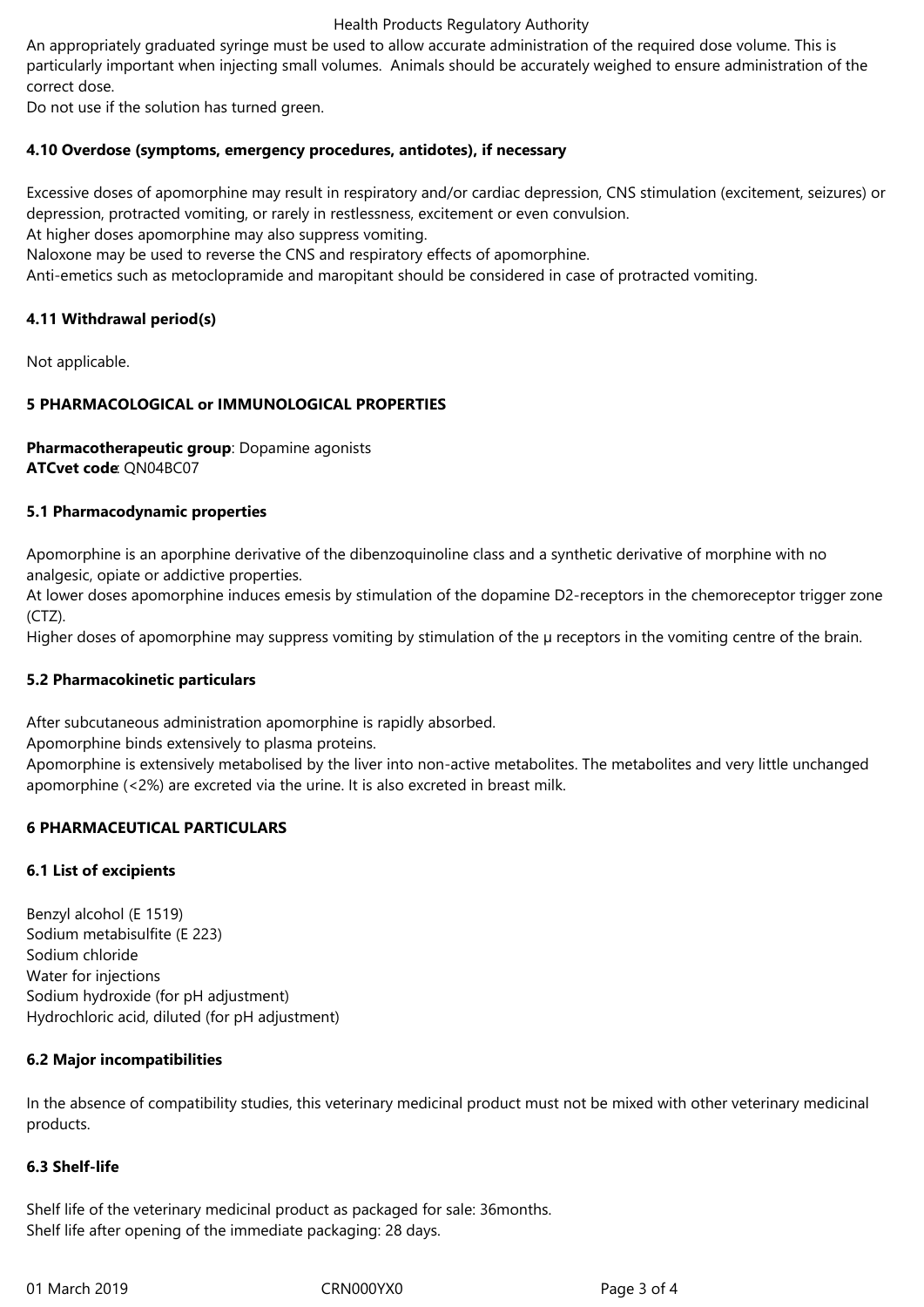An appropriately graduated syringe must be used to allow accurate administration of the required dose volume. This is particularly important when injecting small volumes. Animals should be accurately weighed to ensure administration of the correct dose.
Do not use if the solution has turned green.

### 4.10 Overdose (symptoms, emergency procedures, antidotes), if necessary

Excessive doses of apomorphine may result in respiratory and/or cardiac depression, CNS stimulation (excitement, seizures) or depression, protracted vomiting, or rarely in restlessness, excitement or even convulsion.
At higher doses apomorphine may also suppress vomiting.
Naloxone may be used to reverse the CNS and respiratory effects of apomorphine.
Anti-emetics such as metoclopramide and maropitant should be considered in case of protracted vomiting.

### 4.11 Withdrawal period(s)

Not applicable.

## 5 PHARMACOLOGICAL or IMMUNOLOGICAL PROPERTIES

**Pharmacotherapeutic group**: Dopamine agonists
**ATCvet code**: QN04BC07

### 5.1 Pharmacodynamic properties

Apomorphine is an aporphine derivative of the dibenzoquinoline class and a synthetic derivative of morphine with no analgesic, opiate or addictive properties.
At lower doses apomorphine induces emesis by stimulation of the dopamine D2-receptors in the chemoreceptor trigger zone (CTZ).
Higher doses of apomorphine may suppress vomiting by stimulation of the μ receptors in the vomiting centre of the brain.

### 5.2 Pharmacokinetic particulars

After subcutaneous administration apomorphine is rapidly absorbed.
Apomorphine binds extensively to plasma proteins.
Apomorphine is extensively metabolised by the liver into non-active metabolites. The metabolites and very little unchanged apomorphine (<2%) are excreted via the urine. It is also excreted in breast milk.

## 6 PHARMACEUTICAL PARTICULARS

### 6.1 List of excipients

Benzyl alcohol (E 1519)
Sodium metabisulfite (E 223)
Sodium chloride
Water for injections
Sodium hydroxide (for pH adjustment)
Hydrochloric acid, diluted (for pH adjustment)

### 6.2 Major incompatibilities

In the absence of compatibility studies, this veterinary medicinal product must not be mixed with other veterinary medicinal products.

### 6.3 Shelf-life

Shelf life of the veterinary medicinal product as packaged for sale: 36months.
Shelf life after opening of the immediate packaging: 28 days.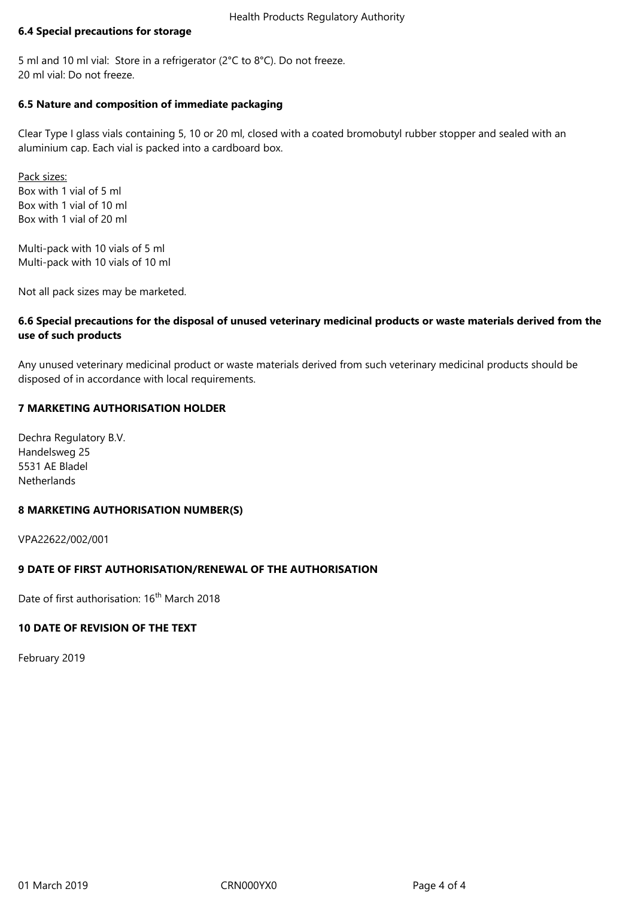**6.4 Special precautions for storage**

5 ml and 10 ml vial: Store in a refrigerator (2°C to 8°C). Do not freeze.
20 ml vial: Do not freeze.

**6.5 Nature and composition of immediate packaging**

Clear Type I glass vials containing 5, 10 or 20 ml, closed with a coated bromobutyl rubber stopper and sealed with an aluminium cap. Each vial is packed into a cardboard box.

Pack sizes:
Box with 1 vial of 5 ml
Box with 1 vial of 10 ml
Box with 1 vial of 20 ml

Multi-pack with 10 vials of 5 ml
Multi-pack with 10 vials of 10 ml

Not all pack sizes may be marketed.

**6.6 Special precautions for the disposal of unused veterinary medicinal products or waste materials derived from the use of such products**

Any unused veterinary medicinal product or waste materials derived from such veterinary medicinal products should be disposed of in accordance with local requirements.

**7 MARKETING AUTHORISATION HOLDER**

Dechra Regulatory B.V.
Handelsweg 25
5531 AE Bladel
Netherlands

**8 MARKETING AUTHORISATION NUMBER(S)**

VPA22622/002/001

**9 DATE OF FIRST AUTHORISATION/RENEWAL OF THE AUTHORISATION**

Date of first authorisation: 16th March 2018

**10 DATE OF REVISION OF THE TEXT**

February 2019